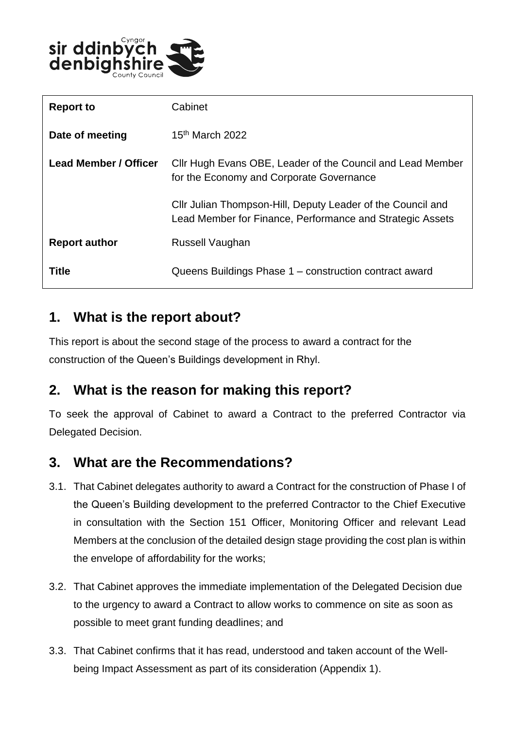| Report to | Cabinet |
|---|---|
| Date of meeting | 15th March 2022 |
| Lead Member / Officer | Cllr Hugh Evans OBE, Leader of the Council and Lead Member for the Economy and Corporate Governance<br><br>Cllr Julian Thompson-Hill, Deputy Leader of the Council and Lead Member for Finance, Performance and Strategic Assets |
| Report author | Russell Vaughan |
| Title | Queens Buildings Phase 1 – construction contract award |

## 1. What is the report about?

This report is about the second stage of the process to award a contract for the construction of the Queen's Buildings development in Rhyl.

## 2. What is the reason for making this report?

To seek the approval of Cabinet to award a Contract to the preferred Contractor via Delegated Decision.

## 3. What are the Recommendations?

3.1. That Cabinet delegates authority to award a Contract for the construction of Phase I of the Queen's Building development to the preferred Contractor to the Chief Executive in consultation with the Section 151 Officer, Monitoring Officer and relevant Lead Members at the conclusion of the detailed design stage providing the cost plan is within the envelope of affordability for the works;

3.2. That Cabinet approves the immediate implementation of the Delegated Decision due to the urgency to award a Contract to allow works to commence on site as soon as possible to meet grant funding deadlines; and

3.3. That Cabinet confirms that it has read, understood and taken account of the Well-being Impact Assessment as part of its consideration (Appendix 1).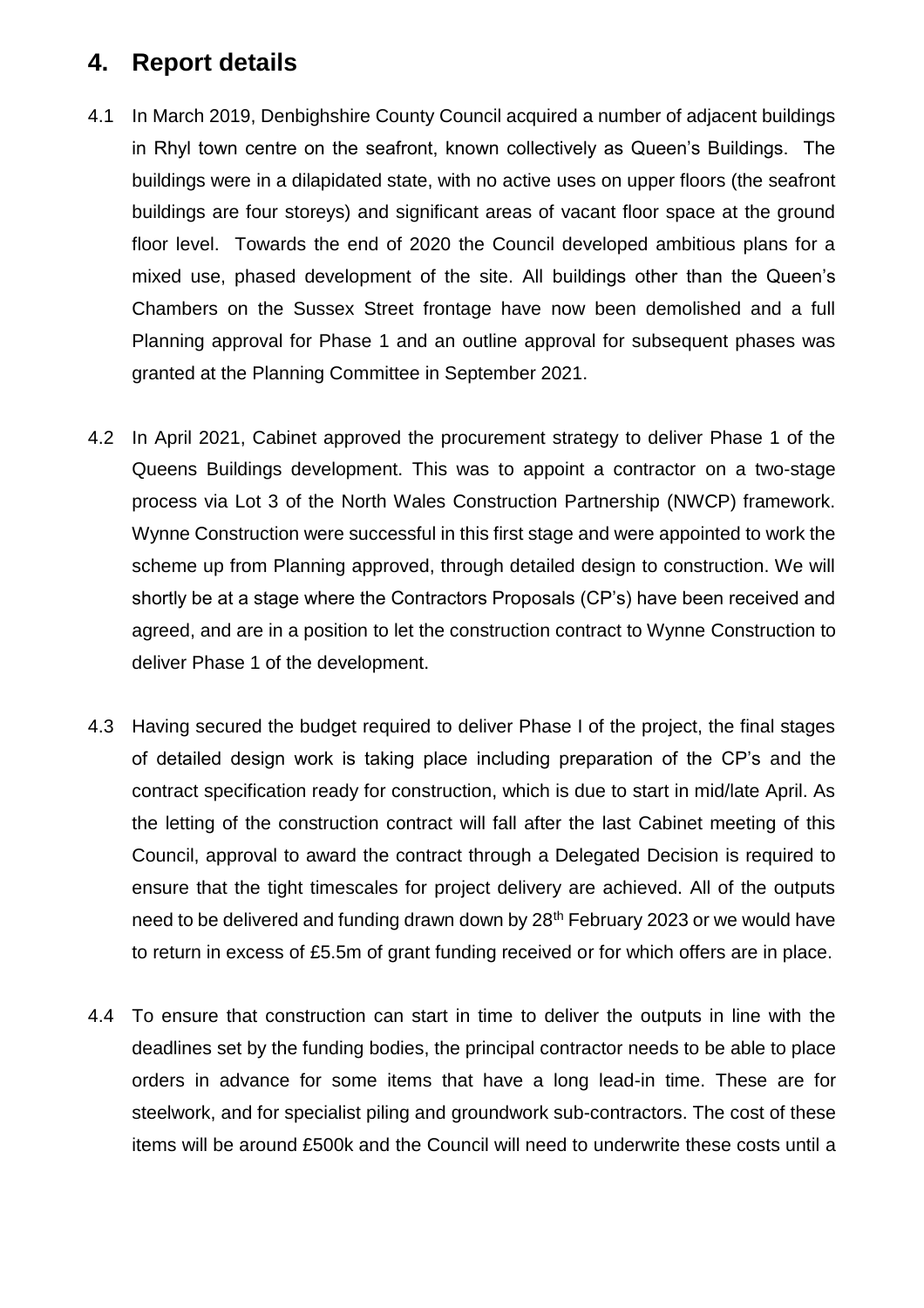## 4. Report details

4.1 In March 2019, Denbighshire County Council acquired a number of adjacent buildings in Rhyl town centre on the seafront, known collectively as Queen's Buildings. The buildings were in a dilapidated state, with no active uses on upper floors (the seafront buildings are four storeys) and significant areas of vacant floor space at the ground floor level. Towards the end of 2020 the Council developed ambitious plans for a mixed use, phased development of the site. All buildings other than the Queen's Chambers on the Sussex Street frontage have now been demolished and a full Planning approval for Phase 1 and an outline approval for subsequent phases was granted at the Planning Committee in September 2021.

4.2 In April 2021, Cabinet approved the procurement strategy to deliver Phase 1 of the Queens Buildings development. This was to appoint a contractor on a two-stage process via Lot 3 of the North Wales Construction Partnership (NWCP) framework. Wynne Construction were successful in this first stage and were appointed to work the scheme up from Planning approved, through detailed design to construction. We will shortly be at a stage where the Contractors Proposals (CP's) have been received and agreed, and are in a position to let the construction contract to Wynne Construction to deliver Phase 1 of the development.

4.3 Having secured the budget required to deliver Phase I of the project, the final stages of detailed design work is taking place including preparation of the CP's and the contract specification ready for construction, which is due to start in mid/late April. As the letting of the construction contract will fall after the last Cabinet meeting of this Council, approval to award the contract through a Delegated Decision is required to ensure that the tight timescales for project delivery are achieved. All of the outputs need to be delivered and funding drawn down by 28th February 2023 or we would have to return in excess of £5.5m of grant funding received or for which offers are in place.

4.4 To ensure that construction can start in time to deliver the outputs in line with the deadlines set by the funding bodies, the principal contractor needs to be able to place orders in advance for some items that have a long lead-in time. These are for steelwork, and for specialist piling and groundwork sub-contractors. The cost of these items will be around £500k and the Council will need to underwrite these costs until a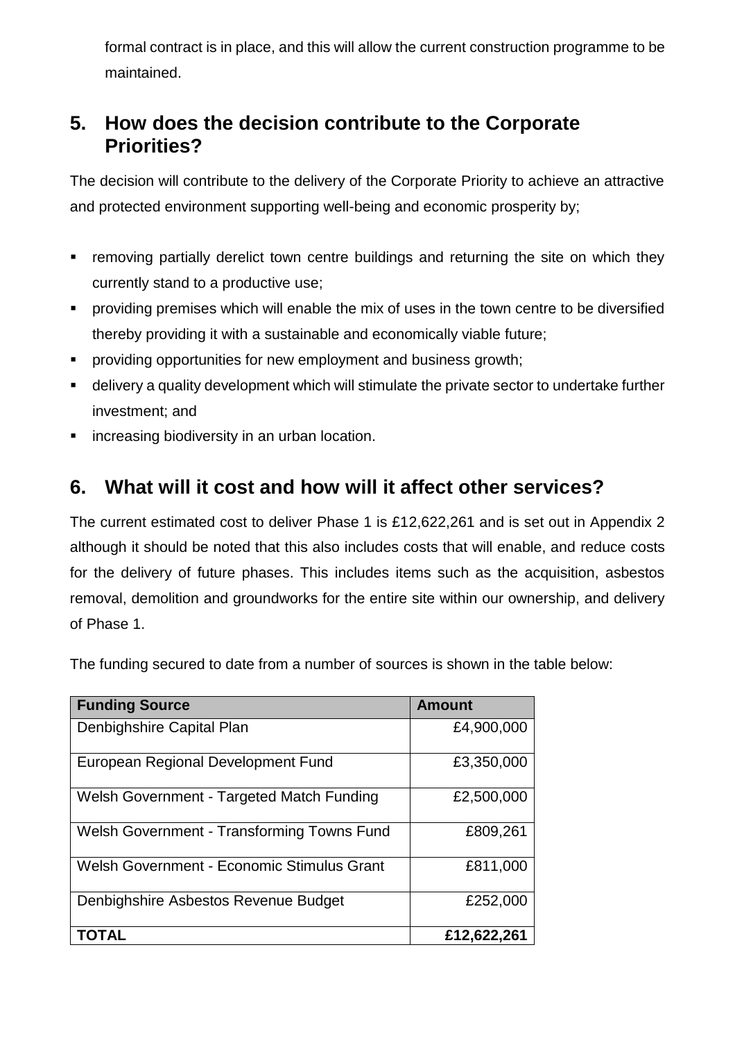formal contract is in place, and this will allow the current construction programme to be maintained.

## 5. How does the decision contribute to the Corporate Priorities?

The decision will contribute to the delivery of the Corporate Priority to achieve an attractive and protected environment supporting well-being and economic prosperity by;

- removing partially derelict town centre buildings and returning the site on which they currently stand to a productive use;
- providing premises which will enable the mix of uses in the town centre to be diversified thereby providing it with a sustainable and economically viable future;
- providing opportunities for new employment and business growth;
- delivery a quality development which will stimulate the private sector to undertake further investment; and
- increasing biodiversity in an urban location.

## 6. What will it cost and how will it affect other services?

The current estimated cost to deliver Phase 1 is £12,622,261 and is set out in Appendix 2 although it should be noted that this also includes costs that will enable, and reduce costs for the delivery of future phases. This includes items such as the acquisition, asbestos removal, demolition and groundworks for the entire site within our ownership, and delivery of Phase 1.

The funding secured to date from a number of sources is shown in the table below:

| Funding Source | Amount |
|---|---:|
| Denbighshire Capital Plan | £4,900,000 |
| European Regional Development Fund | £3,350,000 |
| Welsh Government - Targeted Match Funding | £2,500,000 |
| Welsh Government - Transforming Towns Fund | £809,261 |
| Welsh Government - Economic Stimulus Grant | £811,000 |
| Denbighshire Asbestos Revenue Budget | £252,000 |
| **TOTAL** | **£12,622,261** |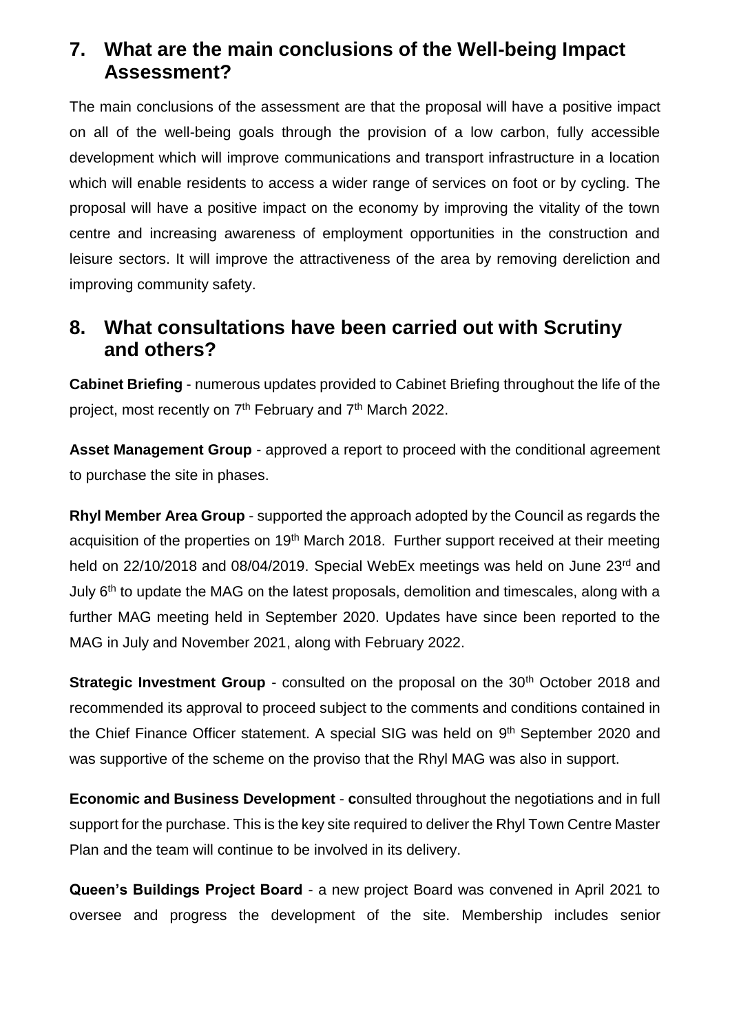## 7. What are the main conclusions of the Well-being Impact Assessment?

The main conclusions of the assessment are that the proposal will have a positive impact on all of the well-being goals through the provision of a low carbon, fully accessible development which will improve communications and transport infrastructure in a location which will enable residents to access a wider range of services on foot or by cycling. The proposal will have a positive impact on the economy by improving the vitality of the town centre and increasing awareness of employment opportunities in the construction and leisure sectors. It will improve the attractiveness of the area by removing dereliction and improving community safety.

## 8. What consultations have been carried out with Scrutiny and others?

**Cabinet Briefing** - numerous updates provided to Cabinet Briefing throughout the life of the project, most recently on 7th February and 7th March 2022.

**Asset Management Group** - approved a report to proceed with the conditional agreement to purchase the site in phases.

**Rhyl Member Area Group** - supported the approach adopted by the Council as regards the acquisition of the properties on 19th March 2018. Further support received at their meeting held on 22/10/2018 and 08/04/2019. Special WebEx meetings was held on June 23rd and July 6th to update the MAG on the latest proposals, demolition and timescales, along with a further MAG meeting held in September 2020. Updates have since been reported to the MAG in July and November 2021, along with February 2022.

**Strategic Investment Group** - consulted on the proposal on the 30th October 2018 and recommended its approval to proceed subject to the comments and conditions contained in the Chief Finance Officer statement. A special SIG was held on 9th September 2020 and was supportive of the scheme on the proviso that the Rhyl MAG was also in support.

**Economic and Business Development** - **c**onsulted throughout the negotiations and in full support for the purchase. This is the key site required to deliver the Rhyl Town Centre Master Plan and the team will continue to be involved in its delivery.

**Queen's Buildings Project Board** - a new project Board was convened in April 2021 to oversee and progress the development of the site. Membership includes senior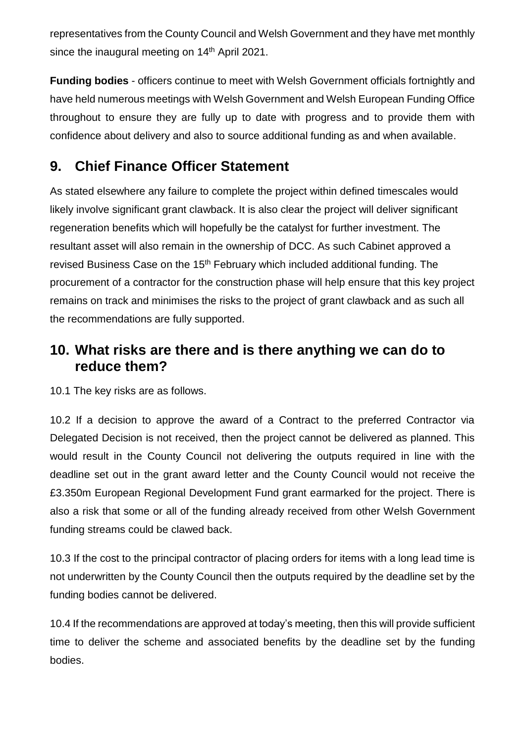representatives from the County Council and Welsh Government and they have met monthly since the inaugural meeting on 14th April 2021.

**Funding bodies** - officers continue to meet with Welsh Government officials fortnightly and have held numerous meetings with Welsh Government and Welsh European Funding Office throughout to ensure they are fully up to date with progress and to provide them with confidence about delivery and also to source additional funding as and when available.

## 9. Chief Finance Officer Statement

As stated elsewhere any failure to complete the project within defined timescales would likely involve significant grant clawback. It is also clear the project will deliver significant regeneration benefits which will hopefully be the catalyst for further investment. The resultant asset will also remain in the ownership of DCC. As such Cabinet approved a revised Business Case on the 15th February which included additional funding. The procurement of a contractor for the construction phase will help ensure that this key project remains on track and minimises the risks to the project of grant clawback and as such all the recommendations are fully supported.

## 10. What risks are there and is there anything we can do to reduce them?

10.1 The key risks are as follows.

10.2 If a decision to approve the award of a Contract to the preferred Contractor via Delegated Decision is not received, then the project cannot be delivered as planned. This would result in the County Council not delivering the outputs required in line with the deadline set out in the grant award letter and the County Council would not receive the £3.350m European Regional Development Fund grant earmarked for the project. There is also a risk that some or all of the funding already received from other Welsh Government funding streams could be clawed back.

10.3 If the cost to the principal contractor of placing orders for items with a long lead time is not underwritten by the County Council then the outputs required by the deadline set by the funding bodies cannot be delivered.

10.4 If the recommendations are approved at today's meeting, then this will provide sufficient time to deliver the scheme and associated benefits by the deadline set by the funding bodies.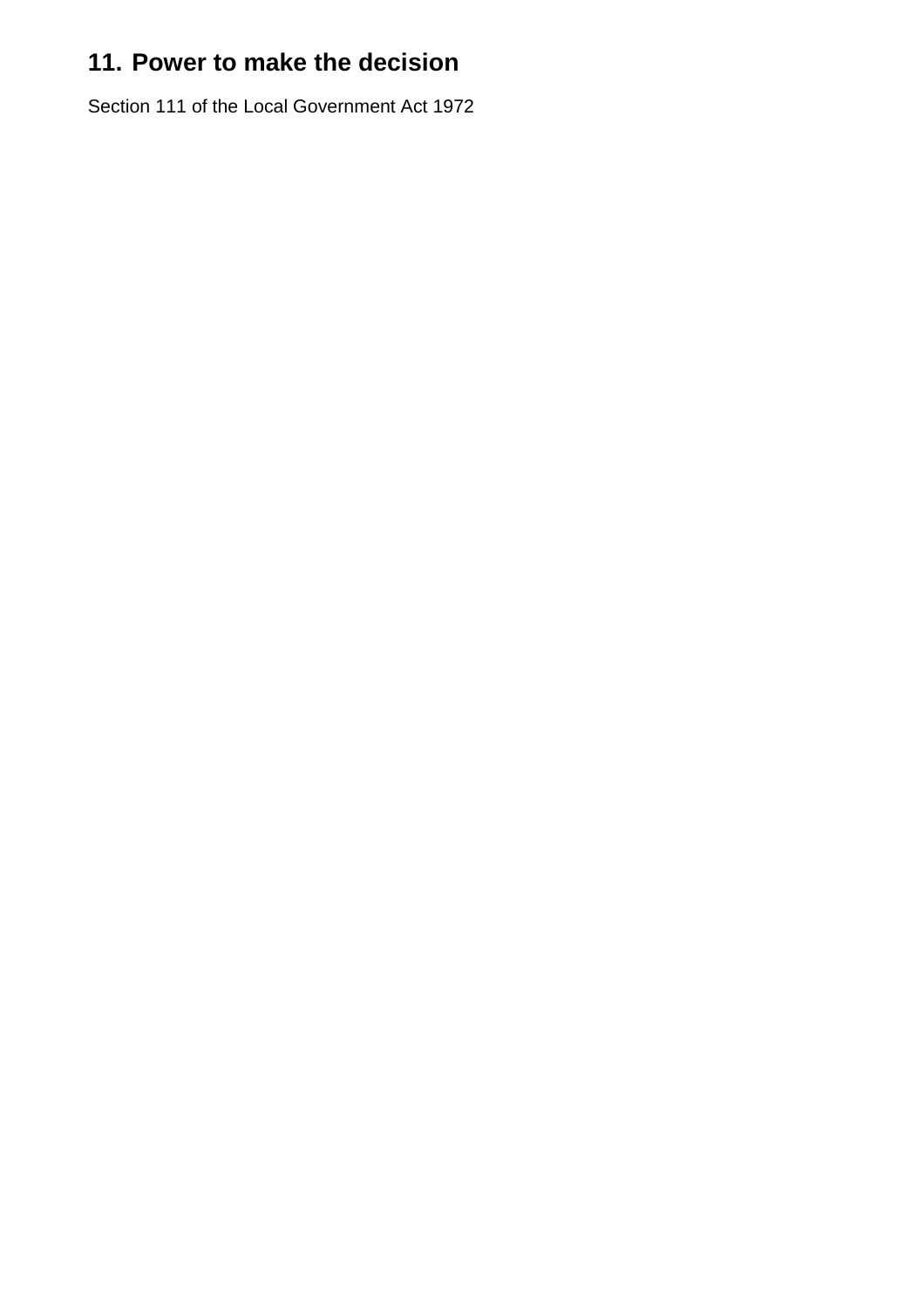## 11. Power to make the decision

Section 111 of the Local Government Act 1972